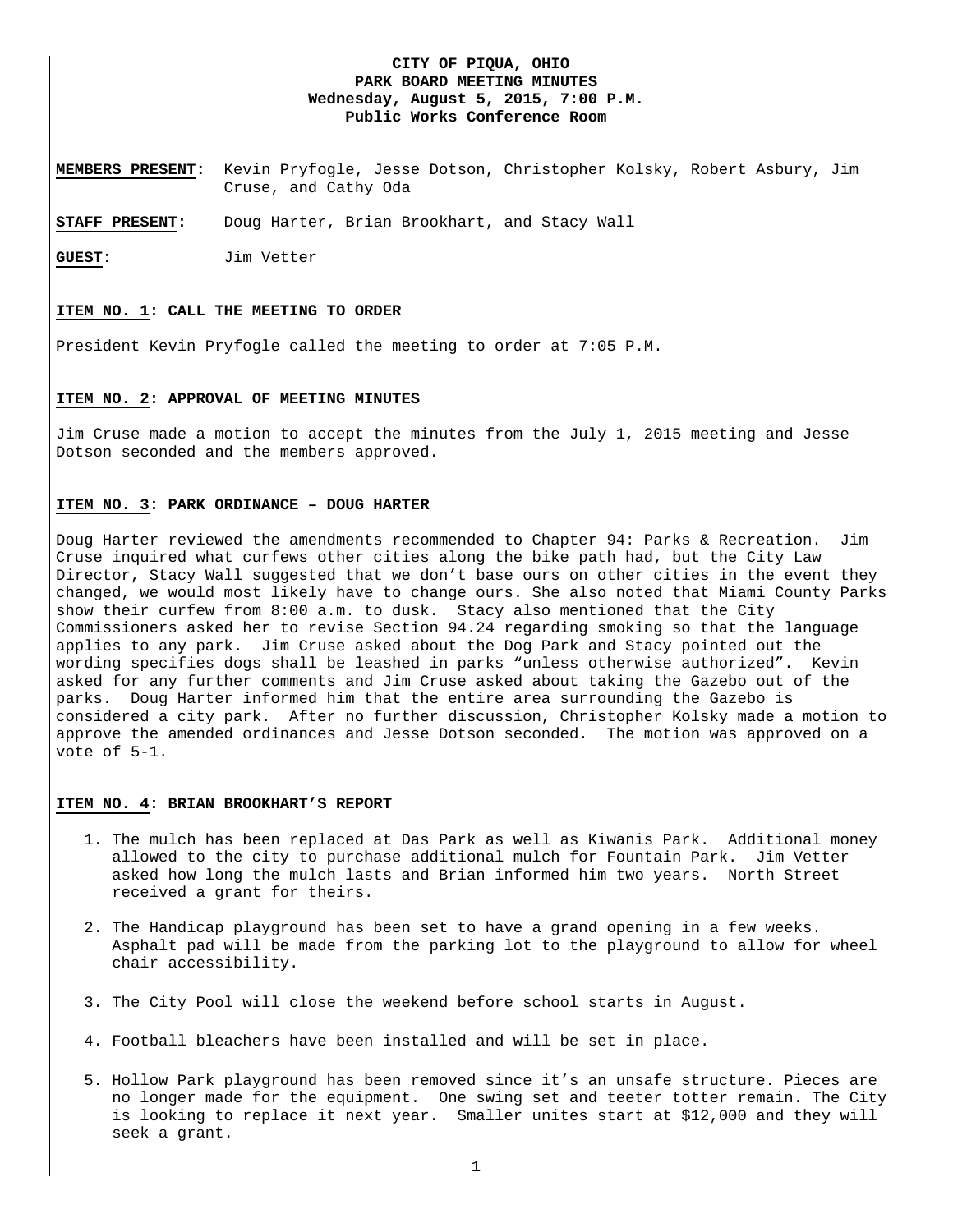**CITY OF PIQUA, OHIO**
**PARK BOARD MEETING MINUTES**
**Wednesday, August 5, 2015, 7:00 P.M.**
**Public Works Conference Room**

**MEMBERS PRESENT:** Kevin Pryfogle, Jesse Dotson, Christopher Kolsky, Robert Asbury, Jim Cruse, and Cathy Oda

**STAFF PRESENT:** Doug Harter, Brian Brookhart, and Stacy Wall

**GUEST:** Jim Vetter

### ITEM NO. 1: CALL THE MEETING TO ORDER

President Kevin Pryfogle called the meeting to order at 7:05 P.M.

### ITEM NO. 2: APPROVAL OF MEETING MINUTES

Jim Cruse made a motion to accept the minutes from the July 1, 2015 meeting and Jesse Dotson seconded and the members approved.

### ITEM NO. 3: PARK ORDINANCE – DOUG HARTER

Doug Harter reviewed the amendments recommended to Chapter 94: Parks & Recreation. Jim Cruse inquired what curfews other cities along the bike path had, but the City Law Director, Stacy Wall suggested that we don't base ours on other cities in the event they changed, we would most likely have to change ours. She also noted that Miami County Parks show their curfew from 8:00 a.m. to dusk. Stacy also mentioned that the City Commissioners asked her to revise Section 94.24 regarding smoking so that the language applies to any park. Jim Cruse asked about the Dog Park and Stacy pointed out the wording specifies dogs shall be leashed in parks "unless otherwise authorized". Kevin asked for any further comments and Jim Cruse asked about taking the Gazebo out of the parks. Doug Harter informed him that the entire area surrounding the Gazebo is considered a city park. After no further discussion, Christopher Kolsky made a motion to approve the amended ordinances and Jesse Dotson seconded. The motion was approved on a vote of 5-1.

### ITEM NO. 4: BRIAN BROOKHART'S REPORT

1. The mulch has been replaced at Das Park as well as Kiwanis Park. Additional money allowed to the city to purchase additional mulch for Fountain Park. Jim Vetter asked how long the mulch lasts and Brian informed him two years. North Street received a grant for theirs.

2. The Handicap playground has been set to have a grand opening in a few weeks. Asphalt pad will be made from the parking lot to the playground to allow for wheel chair accessibility.

3. The City Pool will close the weekend before school starts in August.

4. Football bleachers have been installed and will be set in place.

5. Hollow Park playground has been removed since it's an unsafe structure. Pieces are no longer made for the equipment. One swing set and teeter totter remain. The City is looking to replace it next year. Smaller unites start at $12,000 and they will seek a grant.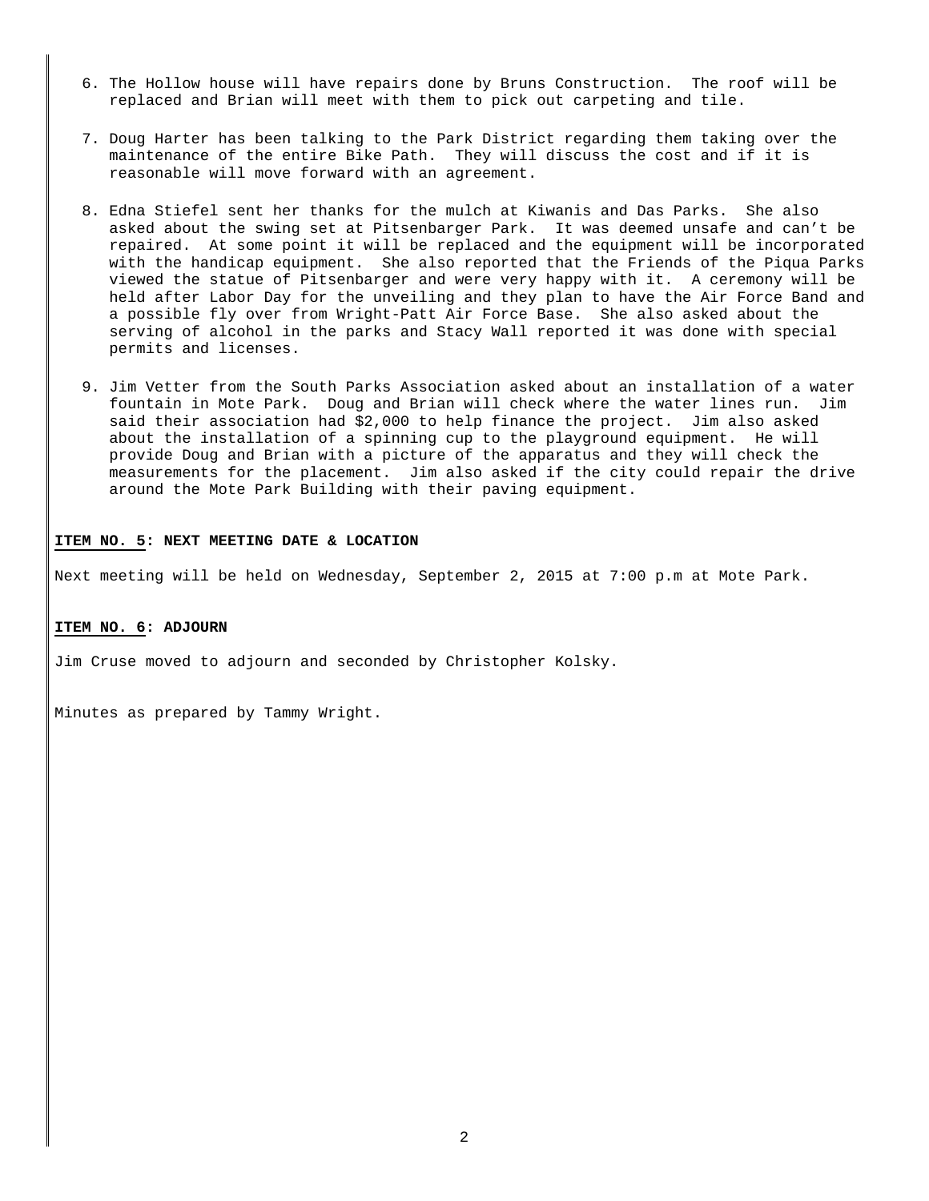6. The Hollow house will have repairs done by Bruns Construction. The roof will be replaced and Brian will meet with them to pick out carpeting and tile.

7. Doug Harter has been talking to the Park District regarding them taking over the maintenance of the entire Bike Path. They will discuss the cost and if it is reasonable will move forward with an agreement.

8. Edna Stiefel sent her thanks for the mulch at Kiwanis and Das Parks. She also asked about the swing set at Pitsenbarger Park. It was deemed unsafe and can't be repaired. At some point it will be replaced and the equipment will be incorporated with the handicap equipment. She also reported that the Friends of the Piqua Parks viewed the statue of Pitsenbarger and were very happy with it. A ceremony will be held after Labor Day for the unveiling and they plan to have the Air Force Band and a possible fly over from Wright-Patt Air Force Base. She also asked about the serving of alcohol in the parks and Stacy Wall reported it was done with special permits and licenses.

9. Jim Vetter from the South Parks Association asked about an installation of a water fountain in Mote Park. Doug and Brian will check where the water lines run. Jim said their association had $2,000 to help finance the project. Jim also asked about the installation of a spinning cup to the playground equipment. He will provide Doug and Brian with a picture of the apparatus and they will check the measurements for the placement. Jim also asked if the city could repair the drive around the Mote Park Building with their paving equipment.

**ITEM NO. 5: NEXT MEETING DATE & LOCATION**

Next meeting will be held on Wednesday, September 2, 2015 at 7:00 p.m at Mote Park.

**ITEM NO. 6: ADJOURN**

Jim Cruse moved to adjourn and seconded by Christopher Kolsky.

Minutes as prepared by Tammy Wright.